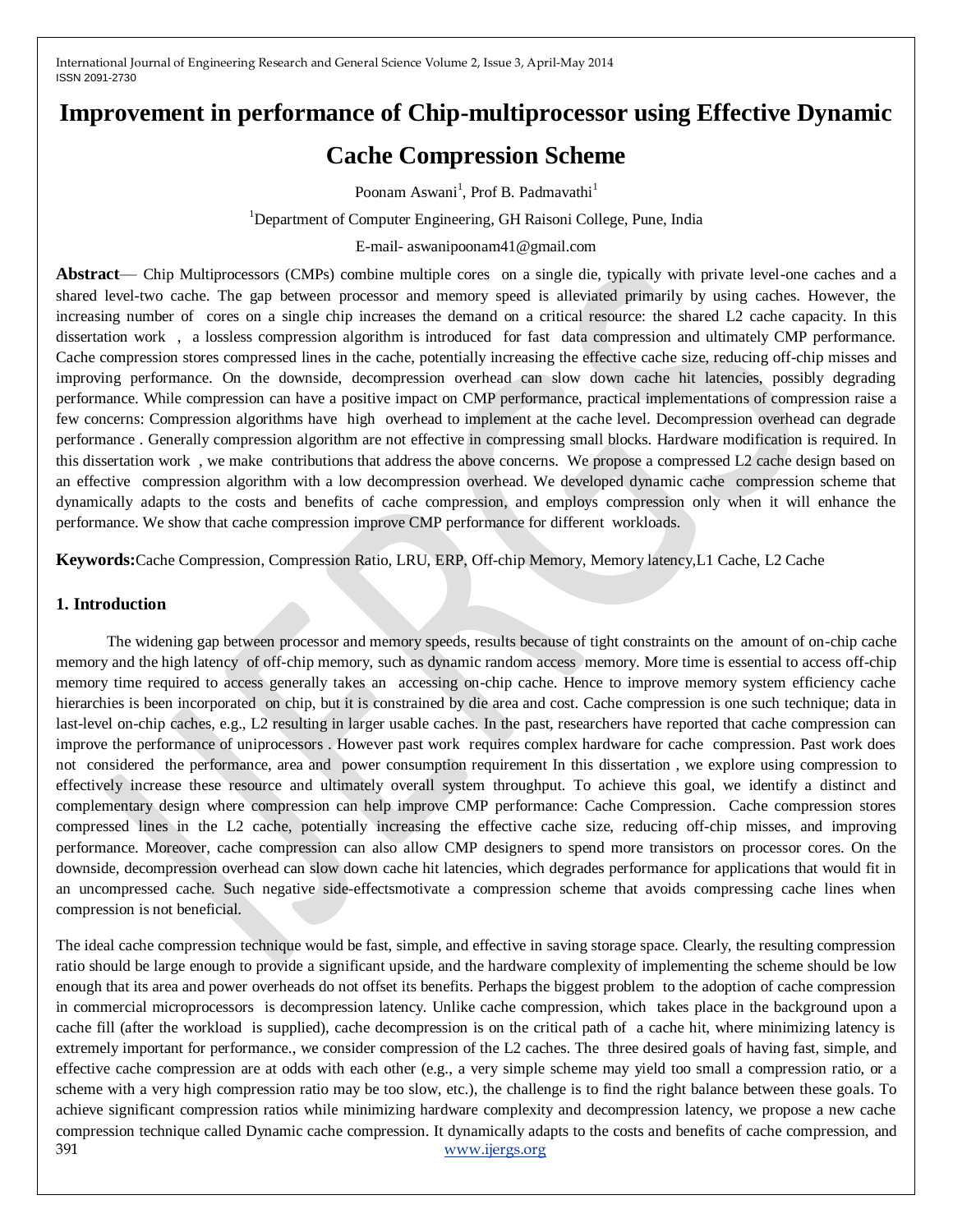# Improvement in performance of Chip-multiprocessor using Effective Dynamic Cache Compression Scheme

Poonam Aswani[1], Prof B. Padmavathi[1]

[1]Department of Computer Engineering, GH Raisoni College, Pune, India

E-mail- aswanipoonam41@gmail.com

**Abstract**— Chip Multiprocessors (CMPs) combine multiple cores on a single die, typically with private level-one caches and a shared level-two cache. The gap between processor and memory speed is alleviated primarily by using caches. However, the increasing number of cores on a single chip increases the demand on a critical resource: the shared L2 cache capacity. In this dissertation work , a lossless compression algorithm is introduced for fast data compression and ultimately CMP performance. Cache compression stores compressed lines in the cache, potentially increasing the effective cache size, reducing off-chip misses and improving performance. On the downside, decompression overhead can slow down cache hit latencies, possibly degrading performance. While compression can have a positive impact on CMP performance, practical implementations of compression raise a few concerns: Compression algorithms have high overhead to implement at the cache level. Decompression overhead can degrade performance . Generally compression algorithm are not effective in compressing small blocks. Hardware modification is required. In this dissertation work , we make contributions that address the above concerns. We propose a compressed L2 cache design based on an effective compression algorithm with a low decompression overhead. We developed dynamic cache compression scheme that dynamically adapts to the costs and benefits of cache compression, and employs compression only when it will enhance the performance. We show that cache compression improve CMP performance for different workloads.

**Keywords:** Cache Compression, Compression Ratio, LRU, ERP, Off-chip Memory, Memory latency,L1 Cache, L2 Cache

## 1. Introduction

The widening gap between processor and memory speeds, results because of tight constraints on the amount of on-chip cache memory and the high latency of off-chip memory, such as dynamic random access memory. More time is essential to access off-chip memory time required to access generally takes an accessing on-chip cache. Hence to improve memory system efficiency cache hierarchies is been incorporated on chip, but it is constrained by die area and cost. Cache compression is one such technique; data in last-level on-chip caches, e.g., L2 resulting in larger usable caches. In the past, researchers have reported that cache compression can improve the performance of uniprocessors . However past work requires complex hardware for cache compression. Past work does not considered the performance, area and power consumption requirement In this dissertation , we explore using compression to effectively increase these resource and ultimately overall system throughput. To achieve this goal, we identify a distinct and complementary design where compression can help improve CMP performance: Cache Compression. Cache compression stores compressed lines in the L2 cache, potentially increasing the effective cache size, reducing off-chip misses, and improving performance. Moreover, cache compression can also allow CMP designers to spend more transistors on processor cores. On the downside, decompression overhead can slow down cache hit latencies, which degrades performance for applications that would fit in an uncompressed cache. Such negative side-effectsmotivate a compression scheme that avoids compressing cache lines when compression is not beneficial.

The ideal cache compression technique would be fast, simple, and effective in saving storage space. Clearly, the resulting compression ratio should be large enough to provide a significant upside, and the hardware complexity of implementing the scheme should be low enough that its area and power overheads do not offset its benefits. Perhaps the biggest problem to the adoption of cache compression in commercial microprocessors is decompression latency. Unlike cache compression, which takes place in the background upon a cache fill (after the workload is supplied), cache decompression is on the critical path of a cache hit, where minimizing latency is extremely important for performance., we consider compression of the L2 caches. The three desired goals of having fast, simple, and effective cache compression are at odds with each other (e.g., a very simple scheme may yield too small a compression ratio, or a scheme with a very high compression ratio may be too slow, etc.), the challenge is to find the right balance between these goals. To achieve significant compression ratios while minimizing hardware complexity and decompression latency, we propose a new cache compression technique called Dynamic cache compression. It dynamically adapts to the costs and benefits of cache compression, and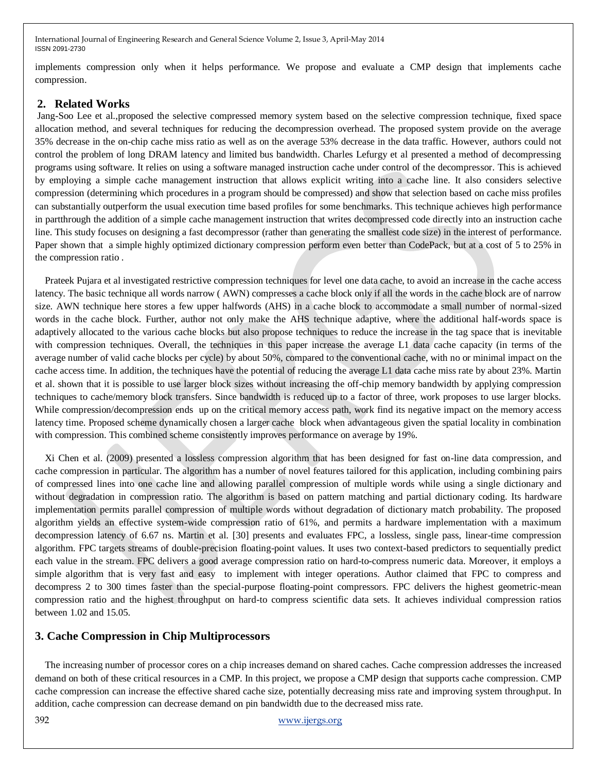implements compression only when it helps performance. We propose and evaluate a CMP design that implements cache compression.

## 2. Related Works

Jang-Soo Lee et al.,proposed the selective compressed memory system based on the selective compression technique, fixed space allocation method, and several techniques for reducing the decompression overhead. The proposed system provide on the average 35% decrease in the on-chip cache miss ratio as well as on the average 53% decrease in the data traffic. However, authors could not control the problem of long DRAM latency and limited bus bandwidth. Charles Lefurgy et al presented a method of decompressing programs using software. It relies on using a software managed instruction cache under control of the decompressor. This is achieved by employing a simple cache management instruction that allows explicit writing into a cache line. It also considers selective compression (determining which procedures in a program should be compressed) and show that selection based on cache miss profiles can substantially outperform the usual execution time based profiles for some benchmarks. This technique achieves high performance in partthrough the addition of a simple cache management instruction that writes decompressed code directly into an instruction cache line. This study focuses on designing a fast decompressor (rather than generating the smallest code size) in the interest of performance. Paper shown that a simple highly optimized dictionary compression perform even better than CodePack, but at a cost of 5 to 25% in the compression ratio .

Prateek Pujara et al investigated restrictive compression techniques for level one data cache, to avoid an increase in the cache access latency. The basic technique all words narrow ( AWN) compresses a cache block only if all the words in the cache block are of narrow size. AWN technique here stores a few upper halfwords (AHS) in a cache block to accommodate a small number of normal-sized words in the cache block. Further, author not only make the AHS technique adaptive, where the additional half-words space is adaptively allocated to the various cache blocks but also propose techniques to reduce the increase in the tag space that is inevitable with compression techniques. Overall, the techniques in this paper increase the average L1 data cache capacity (in terms of the average number of valid cache blocks per cycle) by about 50%, compared to the conventional cache, with no or minimal impact on the cache access time. In addition, the techniques have the potential of reducing the average L1 data cache miss rate by about 23%. Martin et al. shown that it is possible to use larger block sizes without increasing the off-chip memory bandwidth by applying compression techniques to cache/memory block transfers. Since bandwidth is reduced up to a factor of three, work proposes to use larger blocks. While compression/decompression ends up on the critical memory access path, work find its negative impact on the memory access latency time. Proposed scheme dynamically chosen a larger cache block when advantageous given the spatial locality in combination with compression. This combined scheme consistently improves performance on average by 19%.

Xi Chen et al. (2009) presented a lossless compression algorithm that has been designed for fast on-line data compression, and cache compression in particular. The algorithm has a number of novel features tailored for this application, including combining pairs of compressed lines into one cache line and allowing parallel compression of multiple words while using a single dictionary and without degradation in compression ratio. The algorithm is based on pattern matching and partial dictionary coding. Its hardware implementation permits parallel compression of multiple words without degradation of dictionary match probability. The proposed algorithm yields an effective system-wide compression ratio of 61%, and permits a hardware implementation with a maximum decompression latency of 6.67 ns. Martin et al. [30] presents and evaluates FPC, a lossless, single pass, linear-time compression algorithm. FPC targets streams of double-precision floating-point values. It uses two context-based predictors to sequentially predict each value in the stream. FPC delivers a good average compression ratio on hard-to-compress numeric data. Moreover, it employs a simple algorithm that is very fast and easy to implement with integer operations. Author claimed that FPC to compress and decompress 2 to 300 times faster than the special-purpose floating-point compressors. FPC delivers the highest geometric-mean compression ratio and the highest throughput on hard-to compress scientific data sets. It achieves individual compression ratios between 1.02 and 15.05.

## 3. Cache Compression in Chip Multiprocessors

The increasing number of processor cores on a chip increases demand on shared caches. Cache compression addresses the increased demand on both of these critical resources in a CMP. In this project, we propose a CMP design that supports cache compression. CMP cache compression can increase the effective shared cache size, potentially decreasing miss rate and improving system throughput. In addition, cache compression can decrease demand on pin bandwidth due to the decreased miss rate.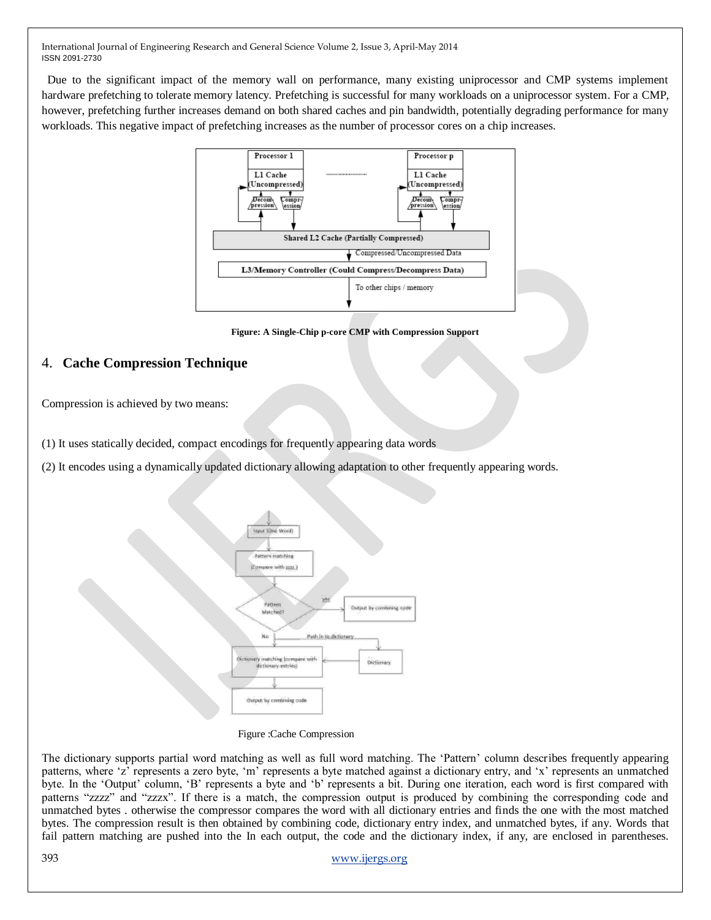Due to the significant impact of the memory wall on performance, many existing uniprocessor and CMP systems implement hardware prefetching to tolerate memory latency. Prefetching is successful for many workloads on a uniprocessor system. For a CMP, however, prefetching further increases demand on both shared caches and pin bandwidth, potentially degrading performance for many workloads. This negative impact of prefetching increases as the number of processor cores on a chip increases.

**Figure: A Single-Chip p-core CMP with Compression Support**

## 4. Cache Compression Technique

Compression is achieved by two means:

(1) It uses statically decided, compact encodings for frequently appearing data words

(2) It encodes using a dynamically updated dictionary allowing adaptation to other frequently appearing words.

Figure :Cache Compression

The dictionary supports partial word matching as well as full word matching. The 'Pattern' column describes frequently appearing patterns, where 'z' represents a zero byte, 'm' represents a byte matched against a dictionary entry, and 'x' represents an unmatched byte. In the 'Output' column, 'B' represents a byte and 'b' represents a bit. During one iteration, each word is first compared with patterns "zzzz" and "zzzx". If there is a match, the compression output is produced by combining the corresponding code and unmatched bytes . otherwise the compressor compares the word with all dictionary entries and finds the one with the most matched bytes. The compression result is then obtained by combining code, dictionary entry index, and unmatched bytes, if any. Words that fail pattern matching are pushed into the In each output, the code and the dictionary index, if any, are enclosed in parentheses.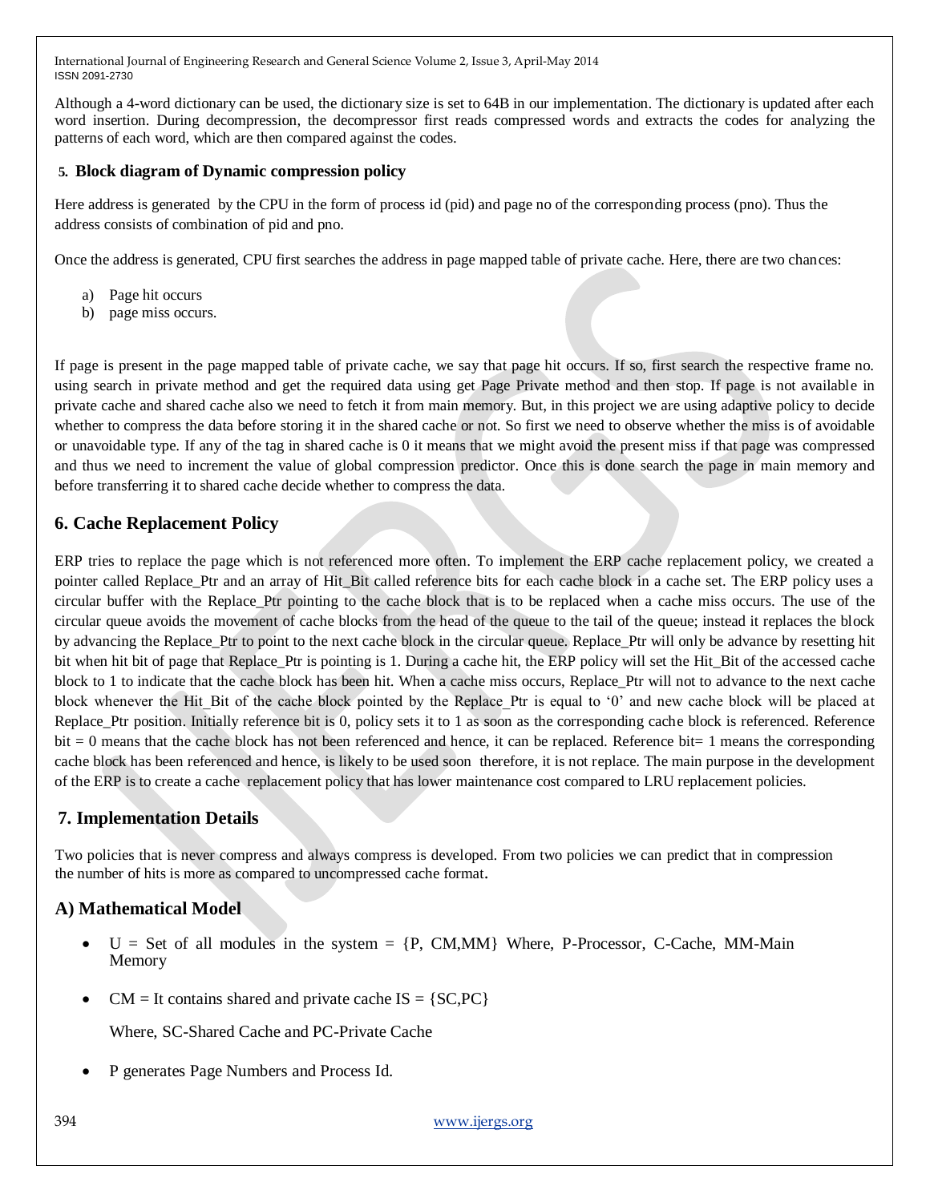Although a 4-word dictionary can be used, the dictionary size is set to 64B in our implementation. The dictionary is updated after each word insertion. During decompression, the decompressor first reads compressed words and extracts the codes for analyzing the patterns of each word, which are then compared against the codes.

## 5. Block diagram of Dynamic compression policy

Here address is generated by the CPU in the form of process id (pid) and page no of the corresponding process (pno). Thus the address consists of combination of pid and pno.

Once the address is generated, CPU first searches the address in page mapped table of private cache. Here, there are two chances:

a) Page hit occurs
b) page miss occurs.

If page is present in the page mapped table of private cache, we say that page hit occurs. If so, first search the respective frame no. using search in private method and get the required data using get Page Private method and then stop. If page is not available in private cache and shared cache also we need to fetch it from main memory. But, in this project we are using adaptive policy to decide whether to compress the data before storing it in the shared cache or not. So first we need to observe whether the miss is of avoidable or unavoidable type. If any of the tag in shared cache is 0 it means that we might avoid the present miss if that page was compressed and thus we need to increment the value of global compression predictor. Once this is done search the page in main memory and before transferring it to shared cache decide whether to compress the data.

## 6. Cache Replacement Policy

ERP tries to replace the page which is not referenced more often. To implement the ERP cache replacement policy, we created a pointer called Replace_Ptr and an array of Hit_Bit called reference bits for each cache block in a cache set. The ERP policy uses a circular buffer with the Replace_Ptr pointing to the cache block that is to be replaced when a cache miss occurs. The use of the circular queue avoids the movement of cache blocks from the head of the queue to the tail of the queue; instead it replaces the block by advancing the Replace_Ptr to point to the next cache block in the circular queue. Replace_Ptr will only be advance by resetting hit bit when hit bit of page that Replace_Ptr is pointing is 1. During a cache hit, the ERP policy will set the Hit_Bit of the accessed cache block to 1 to indicate that the cache block has been hit. When a cache miss occurs, Replace_Ptr will not to advance to the next cache block whenever the Hit_Bit of the cache block pointed by the Replace_Ptr is equal to '0' and new cache block will be placed at Replace_Ptr position. Initially reference bit is 0, policy sets it to 1 as soon as the corresponding cache block is referenced. Reference bit = 0 means that the cache block has not been referenced and hence, it can be replaced. Reference bit= 1 means the corresponding cache block has been referenced and hence, is likely to be used soon therefore, it is not replace. The main purpose in the development of the ERP is to create a cache replacement policy that has lower maintenance cost compared to LRU replacement policies.

## 7. Implementation Details

Two policies that is never compress and always compress is developed. From two policies we can predict that in compression the number of hits is more as compared to uncompressed cache format.

### A) Mathematical Model

- U = Set of all modules in the system = {P, CM,MM} Where, P-Processor, C-Cache, MM-Main Memory

- CM = It contains shared and private cache IS = {SC,PC}

  Where, SC-Shared Cache and PC-Private Cache

- P generates Page Numbers and Process Id.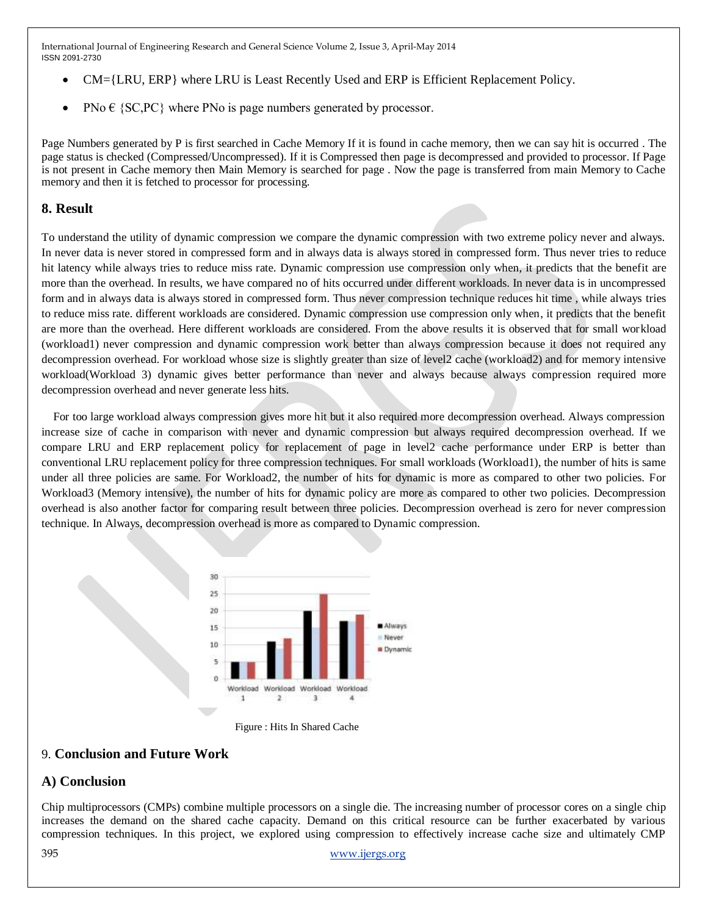- CM={LRU, ERP} where LRU is Least Recently Used and ERP is Efficient Replacement Policy.
- PNo € {SC,PC} where PNo is page numbers generated by processor.

Page Numbers generated by P is first searched in Cache Memory If it is found in cache memory, then we can say hit is occurred . The page status is checked (Compressed/Uncompressed). If it is Compressed then page is decompressed and provided to processor. If Page is not present in Cache memory then Main Memory is searched for page . Now the page is transferred from main Memory to Cache memory and then it is fetched to processor for processing.

## 8. Result

To understand the utility of dynamic compression we compare the dynamic compression with two extreme policy never and always. In never data is never stored in compressed form and in always data is always stored in compressed form. Thus never tries to reduce hit latency while always tries to reduce miss rate. Dynamic compression use compression only when, it predicts that the benefit are more than the overhead. In results, we have compared no of hits occurred under different workloads. In never data is in uncompressed form and in always data is always stored in compressed form. Thus never compression technique reduces hit time , while always tries to reduce miss rate. different workloads are considered. Dynamic compression use compression only when, it predicts that the benefit are more than the overhead. Here different workloads are considered. From the above results it is observed that for small workload (workload1) never compression and dynamic compression work better than always compression because it does not required any decompression overhead. For workload whose size is slightly greater than size of level2 cache (workload2) and for memory intensive workload(Workload 3) dynamic gives better performance than never and always because always compression required more decompression overhead and never generate less hits.

For too large workload always compression gives more hit but it also required more decompression overhead. Always compression increase size of cache in comparison with never and dynamic compression but always required decompression overhead. If we compare LRU and ERP replacement policy for replacement of page in level2 cache performance under ERP is better than conventional LRU replacement policy for three compression techniques. For small workloads (Workload1), the number of hits is same under all three policies are same. For Workload2, the number of hits for dynamic is more as compared to other two policies. For Workload3 (Memory intensive), the number of hits for dynamic policy are more as compared to other two policies. Decompression overhead is also another factor for comparing result between three policies. Decompression overhead is zero for never compression technique. In Always, decompression overhead is more as compared to Dynamic compression.

Figure : Hits In Shared Cache

## 9. Conclusion and Future Work

### A) Conclusion

Chip multiprocessors (CMPs) combine multiple processors on a single die. The increasing number of processor cores on a single chip increases the demand on the shared cache capacity. Demand on this critical resource can be further exacerbated by various compression techniques. In this project, we explored using compression to effectively increase cache size and ultimately CMP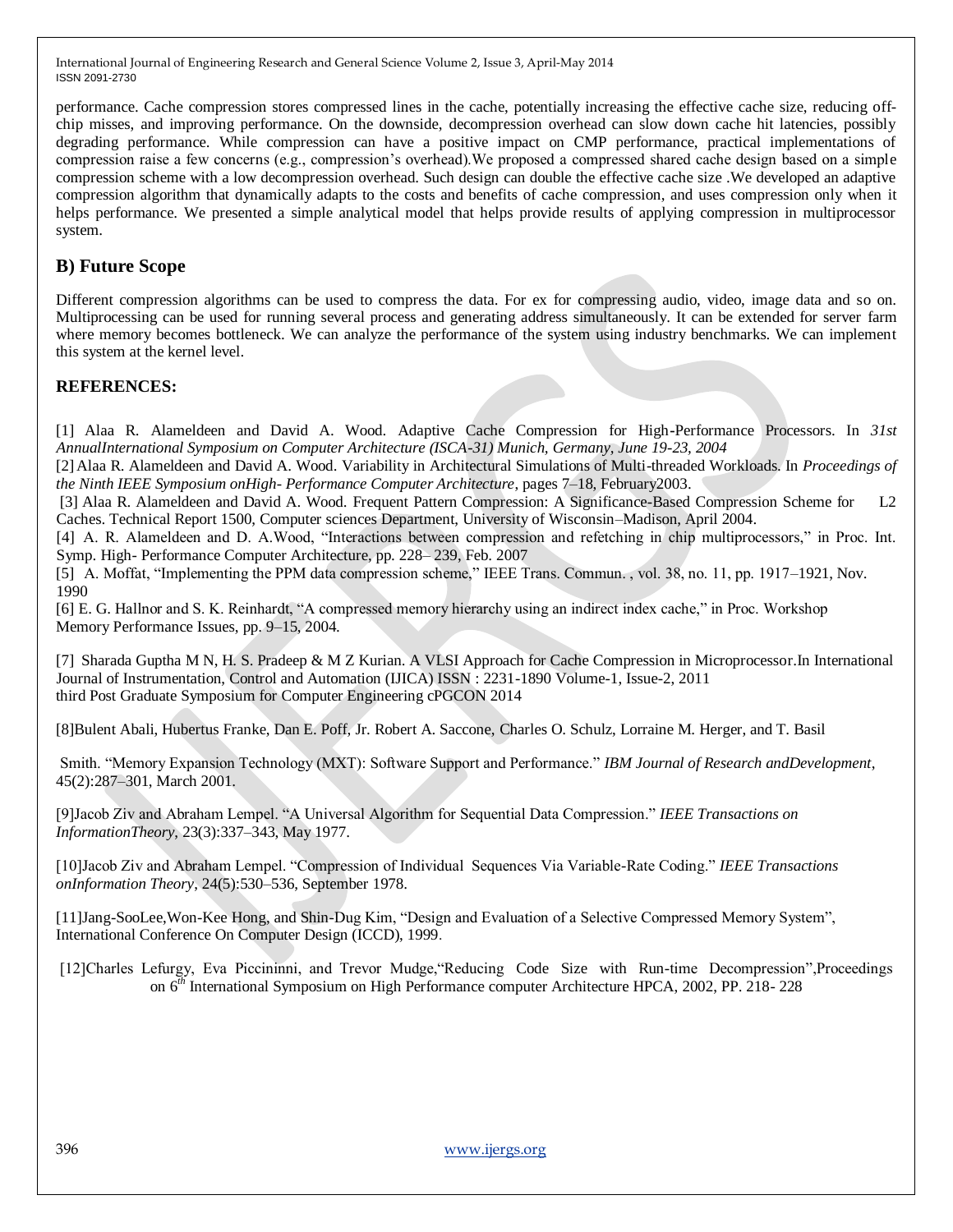performance. Cache compression stores compressed lines in the cache, potentially increasing the effective cache size, reducing off-chip misses, and improving performance. On the downside, decompression overhead can slow down cache hit latencies, possibly degrading performance. While compression can have a positive impact on CMP performance, practical implementations of compression raise a few concerns (e.g., compression's overhead).We proposed a compressed shared cache design based on a simple compression scheme with a low decompression overhead. Such design can double the effective cache size .We developed an adaptive compression algorithm that dynamically adapts to the costs and benefits of cache compression, and uses compression only when it helps performance. We presented a simple analytical model that helps provide results of applying compression in multiprocessor system.

## B) Future Scope

Different compression algorithms can be used to compress the data. For ex for compressing audio, video, image data and so on. Multiprocessing can be used for running several process and generating address simultaneously. It can be extended for server farm where memory becomes bottleneck. We can analyze the performance of the system using industry benchmarks. We can implement this system at the kernel level.

## REFERENCES:

[1] Alaa R. Alameldeen and David A. Wood. Adaptive Cache Compression for High-Performance Processors. In *31st AnnualInternational Symposium on Computer Architecture (ISCA-31) Munich, Germany, June 19-23, 2004*

[2] Alaa R. Alameldeen and David A. Wood. Variability in Architectural Simulations of Multi-threaded Workloads. In *Proceedings of the Ninth IEEE Symposium onHigh- Performance Computer Architecture*, pages 7–18, February2003.

[3] Alaa R. Alameldeen and David A. Wood. Frequent Pattern Compression: A Significance-Based Compression Scheme for L2 Caches. Technical Report 1500, Computer sciences Department, University of Wisconsin–Madison, April 2004.

[4] A. R. Alameldeen and D. A.Wood, "Interactions between compression and refetching in chip multiprocessors," in Proc. Int. Symp. High- Performance Computer Architecture, pp. 228– 239, Feb. 2007

[5] A. Moffat, "Implementing the PPM data compression scheme," IEEE Trans. Commun. , vol. 38, no. 11, pp. 1917–1921, Nov. 1990

[6] E. G. Hallnor and S. K. Reinhardt, "A compressed memory hierarchy using an indirect index cache," in Proc. Workshop Memory Performance Issues, pp. 9–15, 2004.

[7] Sharada Guptha M N, H. S. Pradeep & M Z Kurian. A VLSI Approach for Cache Compression in Microprocessor.In International Journal of Instrumentation, Control and Automation (IJICA) ISSN : 2231-1890 Volume-1, Issue-2, 2011 third Post Graduate Symposium for Computer Engineering cPGCON 2014

[8]Bulent Abali, Hubertus Franke, Dan E. Poff, Jr. Robert A. Saccone, Charles O. Schulz, Lorraine M. Herger, and T. Basil

Smith. "Memory Expansion Technology (MXT): Software Support and Performance." *IBM Journal of Research andDevelopment*, 45(2):287–301, March 2001.

[9]Jacob Ziv and Abraham Lempel. "A Universal Algorithm for Sequential Data Compression." *IEEE Transactions on InformationTheory*, 23(3):337–343, May 1977.

[10]Jacob Ziv and Abraham Lempel. "Compression of Individual Sequences Via Variable-Rate Coding." *IEEE Transactions onInformation Theory*, 24(5):530–536, September 1978.

[11]Jang-SooLee,Won-Kee Hong, and Shin-Dug Kim, "Design and Evaluation of a Selective Compressed Memory System", International Conference On Computer Design (ICCD), 1999.

[12]Charles Lefurgy, Eva Piccininni, and Trevor Mudge,"Reducing Code Size with Run-time Decompression",Proceedings on 6th International Symposium on High Performance computer Architecture HPCA, 2002, PP. 218- 228